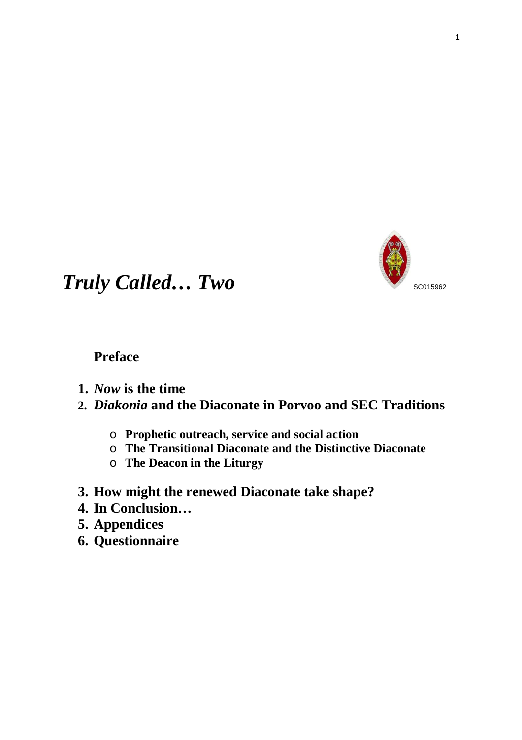# *Truly Called… Two*

SC015962

**Preface**

1. ***Now* is the time**
2. ***Diakonia* and the Diaconate in Porvoo and SEC Traditions**
    - **Prophetic outreach, service and social action**
    - **The Transitional Diaconate and the Distinctive Diaconate**
    - **The Deacon in the Liturgy**
3. **How might the renewed Diaconate take shape?**
4. **In Conclusion…**
5. **Appendices**
6. **Questionnaire**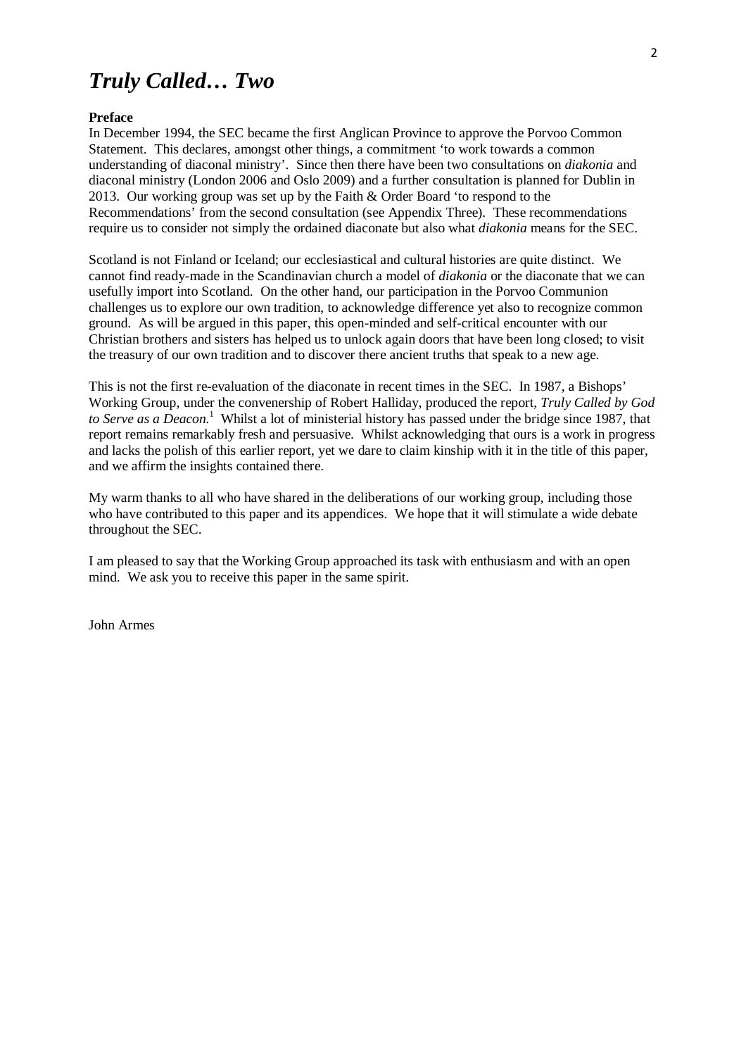# *Truly Called… Two*

**Preface**

In December 1994, the SEC became the first Anglican Province to approve the Porvoo Common Statement. This declares, amongst other things, a commitment 'to work towards a common understanding of diaconal ministry'. Since then there have been two consultations on *diakonia* and diaconal ministry (London 2006 and Oslo 2009) and a further consultation is planned for Dublin in 2013. Our working group was set up by the Faith & Order Board 'to respond to the Recommendations' from the second consultation (see Appendix Three). These recommendations require us to consider not simply the ordained diaconate but also what *diakonia* means for the SEC.

Scotland is not Finland or Iceland; our ecclesiastical and cultural histories are quite distinct. We cannot find ready-made in the Scandinavian church a model of *diakonia* or the diaconate that we can usefully import into Scotland. On the other hand, our participation in the Porvoo Communion challenges us to explore our own tradition, to acknowledge difference yet also to recognize common ground. As will be argued in this paper, this open-minded and self-critical encounter with our Christian brothers and sisters has helped us to unlock again doors that have been long closed; to visit the treasury of our own tradition and to discover there ancient truths that speak to a new age.

This is not the first re-evaluation of the diaconate in recent times in the SEC. In 1987, a Bishops' Working Group, under the convenership of Robert Halliday, produced the report, *Truly Called by God to Serve as a Deacon.*[1] Whilst a lot of ministerial history has passed under the bridge since 1987, that report remains remarkably fresh and persuasive. Whilst acknowledging that ours is a work in progress and lacks the polish of this earlier report, yet we dare to claim kinship with it in the title of this paper, and we affirm the insights contained there.

My warm thanks to all who have shared in the deliberations of our working group, including those who have contributed to this paper and its appendices. We hope that it will stimulate a wide debate throughout the SEC.

I am pleased to say that the Working Group approached its task with enthusiasm and with an open mind. We ask you to receive this paper in the same spirit.

John Armes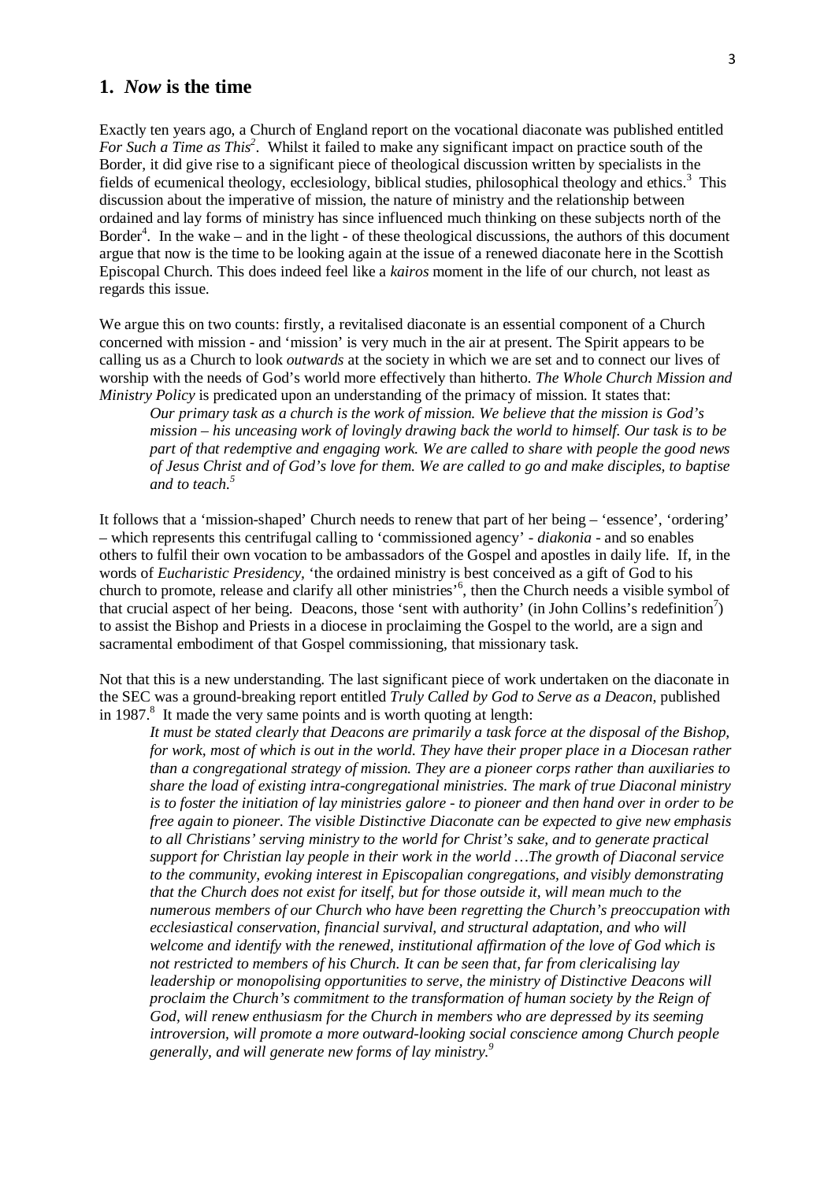## 1. *Now* is the time

Exactly ten years ago, a Church of England report on the vocational diaconate was published entitled *For Such a Time as This*[2]. Whilst it failed to make any significant impact on practice south of the Border, it did give rise to a significant piece of theological discussion written by specialists in the fields of ecumenical theology, ecclesiology, biblical studies, philosophical theology and ethics.[3] This discussion about the imperative of mission, the nature of ministry and the relationship between ordained and lay forms of ministry has since influenced much thinking on these subjects north of the Border[4]. In the wake – and in the light - of these theological discussions, the authors of this document argue that now is the time to be looking again at the issue of a renewed diaconate here in the Scottish Episcopal Church. This does indeed feel like a *kairos* moment in the life of our church, not least as regards this issue.

We argue this on two counts: firstly, a revitalised diaconate is an essential component of a Church concerned with mission - and 'mission' is very much in the air at present. The Spirit appears to be calling us as a Church to look *outwards* at the society in which we are set and to connect our lives of worship with the needs of God's world more effectively than hitherto. *The Whole Church Mission and Ministry Policy* is predicated upon an understanding of the primacy of mission. It states that:

> *Our primary task as a church is the work of mission. We believe that the mission is God's mission – his unceasing work of lovingly drawing back the world to himself. Our task is to be part of that redemptive and engaging work. We are called to share with people the good news of Jesus Christ and of God's love for them. We are called to go and make disciples, to baptise and to teach.*[5]

It follows that a 'mission-shaped' Church needs to renew that part of her being – 'essence', 'ordering' – which represents this centrifugal calling to 'commissioned agency' - *diakonia* - and so enables others to fulfil their own vocation to be ambassadors of the Gospel and apostles in daily life. If, in the words of *Eucharistic Presidency,* 'the ordained ministry is best conceived as a gift of God to his church to promote, release and clarify all other ministries'[6], then the Church needs a visible symbol of that crucial aspect of her being. Deacons, those 'sent with authority' (in John Collins's redefinition[7]) to assist the Bishop and Priests in a diocese in proclaiming the Gospel to the world, are a sign and sacramental embodiment of that Gospel commissioning, that missionary task.

Not that this is a new understanding. The last significant piece of work undertaken on the diaconate in the SEC was a ground-breaking report entitled *Truly Called by God to Serve as a Deacon*, published in 1987.[8] It made the very same points and is worth quoting at length:

> *It must be stated clearly that Deacons are primarily a task force at the disposal of the Bishop, for work, most of which is out in the world. They have their proper place in a Diocesan rather than a congregational strategy of mission. They are a pioneer corps rather than auxiliaries to share the load of existing intra-congregational ministries. The mark of true Diaconal ministry is to foster the initiation of lay ministries galore - to pioneer and then hand over in order to be free again to pioneer. The visible Distinctive Diaconate can be expected to give new emphasis to all Christians' serving ministry to the world for Christ's sake, and to generate practical support for Christian lay people in their work in the world …The growth of Diaconal service to the community, evoking interest in Episcopalian congregations, and visibly demonstrating that the Church does not exist for itself, but for those outside it, will mean much to the numerous members of our Church who have been regretting the Church's preoccupation with ecclesiastical conservation, financial survival, and structural adaptation, and who will welcome and identify with the renewed, institutional affirmation of the love of God which is not restricted to members of his Church. It can be seen that, far from clericalising lay leadership or monopolising opportunities to serve, the ministry of Distinctive Deacons will proclaim the Church's commitment to the transformation of human society by the Reign of God, will renew enthusiasm for the Church in members who are depressed by its seeming introversion, will promote a more outward-looking social conscience among Church people generally, and will generate new forms of lay ministry.*[9]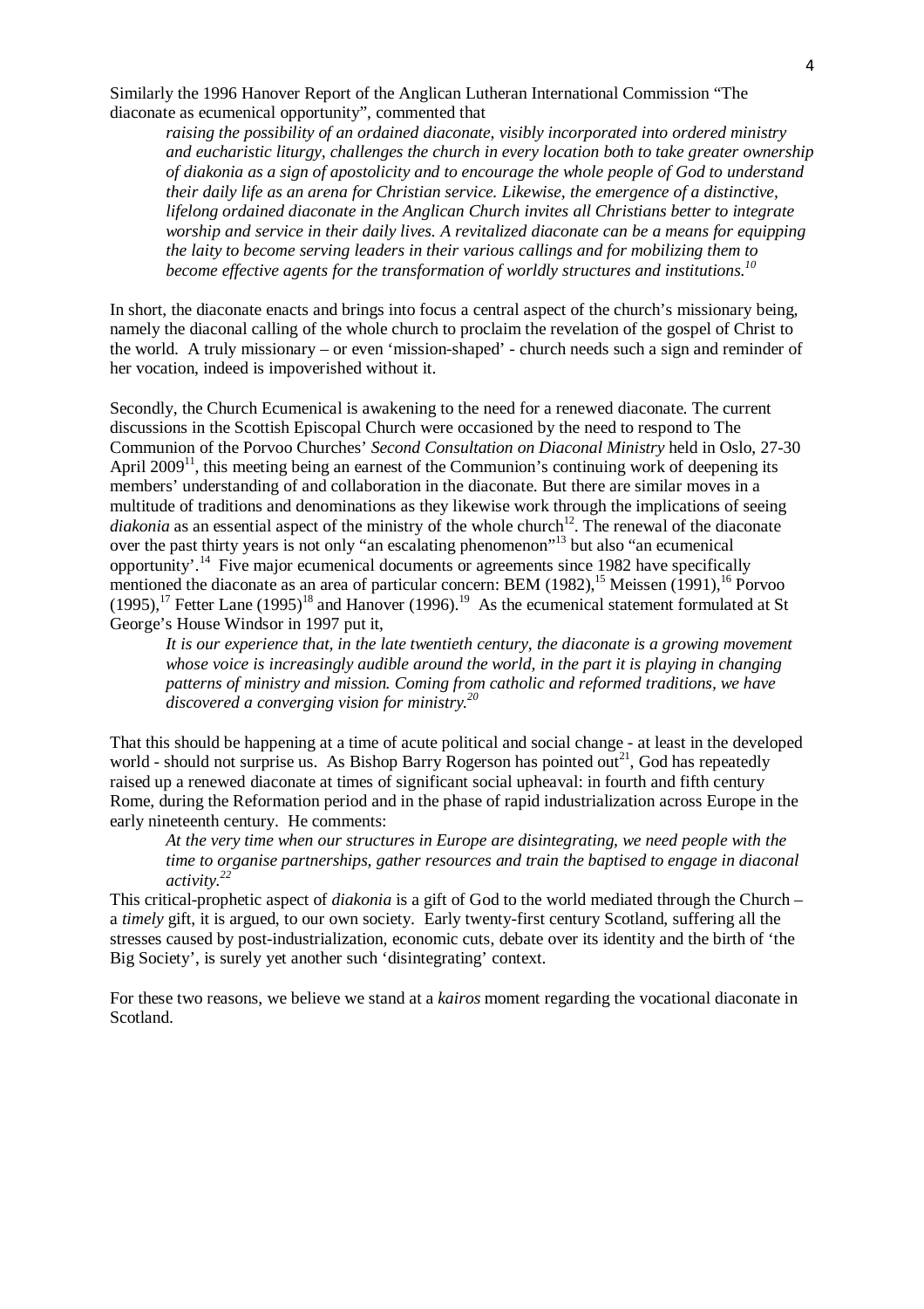Similarly the 1996 Hanover Report of the Anglican Lutheran International Commission "The diaconate as ecumenical opportunity", commented that

> *raising the possibility of an ordained diaconate, visibly incorporated into ordered ministry and eucharistic liturgy, challenges the church in every location both to take greater ownership of diakonia as a sign of apostolicity and to encourage the whole people of God to understand their daily life as an arena for Christian service. Likewise, the emergence of a distinctive, lifelong ordained diaconate in the Anglican Church invites all Christians better to integrate worship and service in their daily lives. A revitalized diaconate can be a means for equipping the laity to become serving leaders in their various callings and for mobilizing them to become effective agents for the transformation of worldly structures and institutions.*[10]

In short, the diaconate enacts and brings into focus a central aspect of the church's missionary being, namely the diaconal calling of the whole church to proclaim the revelation of the gospel of Christ to the world. A truly missionary – or even 'mission-shaped' - church needs such a sign and reminder of her vocation, indeed is impoverished without it.

Secondly, the Church Ecumenical is awakening to the need for a renewed diaconate. The current discussions in the Scottish Episcopal Church were occasioned by the need to respond to The Communion of the Porvoo Churches' *Second Consultation on Diaconal Ministry* held in Oslo, 27-30 April 2009[11], this meeting being an earnest of the Communion's continuing work of deepening its members' understanding of and collaboration in the diaconate. But there are similar moves in a multitude of traditions and denominations as they likewise work through the implications of seeing *diakonia* as an essential aspect of the ministry of the whole church[12]. The renewal of the diaconate over the past thirty years is not only "an escalating phenomenon"[13] but also "an ecumenical opportunity'.[14] Five major ecumenical documents or agreements since 1982 have specifically mentioned the diaconate as an area of particular concern: BEM (1982),[15] Meissen (1991),[16] Porvoo (1995),[17] Fetter Lane (1995)[18] and Hanover (1996).[19] As the ecumenical statement formulated at St George's House Windsor in 1997 put it,

> *It is our experience that, in the late twentieth century, the diaconate is a growing movement whose voice is increasingly audible around the world, in the part it is playing in changing patterns of ministry and mission. Coming from catholic and reformed traditions, we have discovered a converging vision for ministry.*[20]

That this should be happening at a time of acute political and social change - at least in the developed world - should not surprise us. As Bishop Barry Rogerson has pointed out[21], God has repeatedly raised up a renewed diaconate at times of significant social upheaval: in fourth and fifth century Rome, during the Reformation period and in the phase of rapid industrialization across Europe in the early nineteenth century. He comments:

> *At the very time when our structures in Europe are disintegrating, we need people with the time to organise partnerships, gather resources and train the baptised to engage in diaconal activity.*[22]

This critical-prophetic aspect of *diakonia* is a gift of God to the world mediated through the Church – a *timely* gift, it is argued, to our own society. Early twenty-first century Scotland, suffering all the stresses caused by post-industrialization, economic cuts, debate over its identity and the birth of 'the Big Society', is surely yet another such 'disintegrating' context.

For these two reasons, we believe we stand at a *kairos* moment regarding the vocational diaconate in Scotland.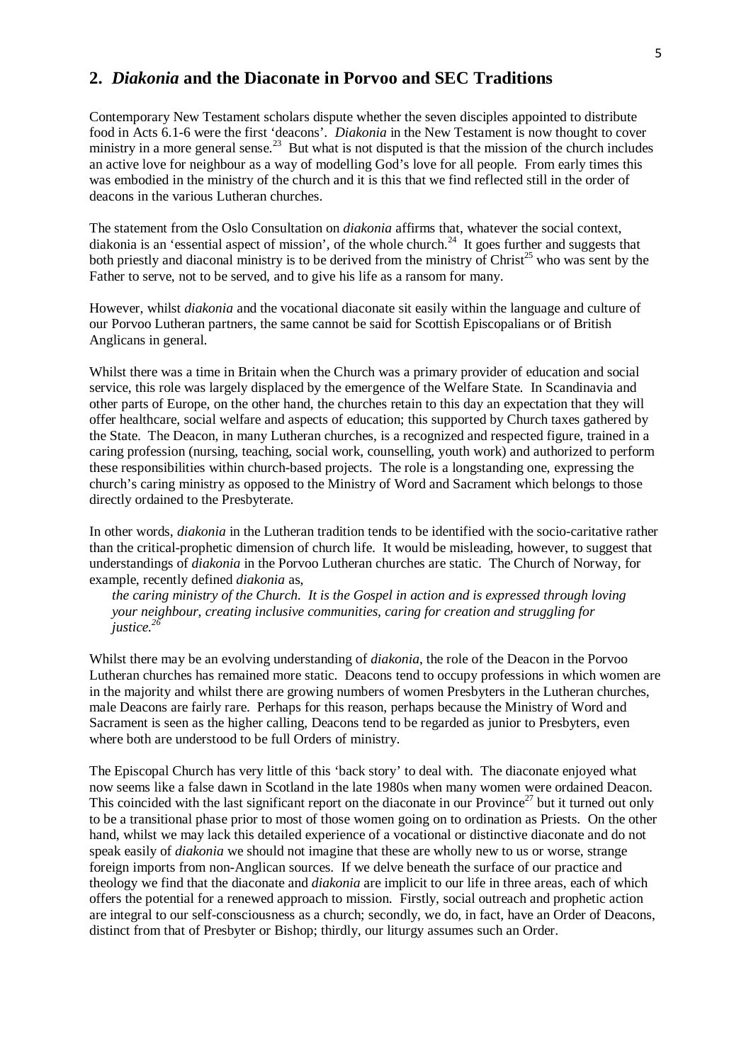## 2. *Diakonia* and the Diaconate in Porvoo and SEC Traditions

Contemporary New Testament scholars dispute whether the seven disciples appointed to distribute food in Acts 6.1-6 were the first 'deacons'. *Diakonia* in the New Testament is now thought to cover ministry in a more general sense.[23] But what is not disputed is that the mission of the church includes an active love for neighbour as a way of modelling God's love for all people. From early times this was embodied in the ministry of the church and it is this that we find reflected still in the order of deacons in the various Lutheran churches.

The statement from the Oslo Consultation on *diakonia* affirms that, whatever the social context, diakonia is an 'essential aspect of mission', of the whole church.[24] It goes further and suggests that both priestly and diaconal ministry is to be derived from the ministry of Christ[25] who was sent by the Father to serve, not to be served, and to give his life as a ransom for many.

However, whilst *diakonia* and the vocational diaconate sit easily within the language and culture of our Porvoo Lutheran partners, the same cannot be said for Scottish Episcopalians or of British Anglicans in general.

Whilst there was a time in Britain when the Church was a primary provider of education and social service, this role was largely displaced by the emergence of the Welfare State. In Scandinavia and other parts of Europe, on the other hand, the churches retain to this day an expectation that they will offer healthcare, social welfare and aspects of education; this supported by Church taxes gathered by the State. The Deacon, in many Lutheran churches, is a recognized and respected figure, trained in a caring profession (nursing, teaching, social work, counselling, youth work) and authorized to perform these responsibilities within church-based projects. The role is a longstanding one, expressing the church's caring ministry as opposed to the Ministry of Word and Sacrament which belongs to those directly ordained to the Presbyterate.

In other words, *diakonia* in the Lutheran tradition tends to be identified with the socio-caritative rather than the critical-prophetic dimension of church life. It would be misleading, however, to suggest that understandings of *diakonia* in the Porvoo Lutheran churches are static. The Church of Norway, for example, recently defined *diakonia* as,

> *the caring ministry of the Church. It is the Gospel in action and is expressed through loving your neighbour, creating inclusive communities, caring for creation and struggling for justice.*[26]

Whilst there may be an evolving understanding of *diakonia*, the role of the Deacon in the Porvoo Lutheran churches has remained more static. Deacons tend to occupy professions in which women are in the majority and whilst there are growing numbers of women Presbyters in the Lutheran churches, male Deacons are fairly rare. Perhaps for this reason, perhaps because the Ministry of Word and Sacrament is seen as the higher calling, Deacons tend to be regarded as junior to Presbyters, even where both are understood to be full Orders of ministry.

The Episcopal Church has very little of this 'back story' to deal with. The diaconate enjoyed what now seems like a false dawn in Scotland in the late 1980s when many women were ordained Deacon. This coincided with the last significant report on the diaconate in our Province[27] but it turned out only to be a transitional phase prior to most of those women going on to ordination as Priests. On the other hand, whilst we may lack this detailed experience of a vocational or distinctive diaconate and do not speak easily of *diakonia* we should not imagine that these are wholly new to us or worse, strange foreign imports from non-Anglican sources. If we delve beneath the surface of our practice and theology we find that the diaconate and *diakonia* are implicit to our life in three areas, each of which offers the potential for a renewed approach to mission. Firstly, social outreach and prophetic action are integral to our self-consciousness as a church; secondly, we do, in fact, have an Order of Deacons, distinct from that of Presbyter or Bishop; thirdly, our liturgy assumes such an Order.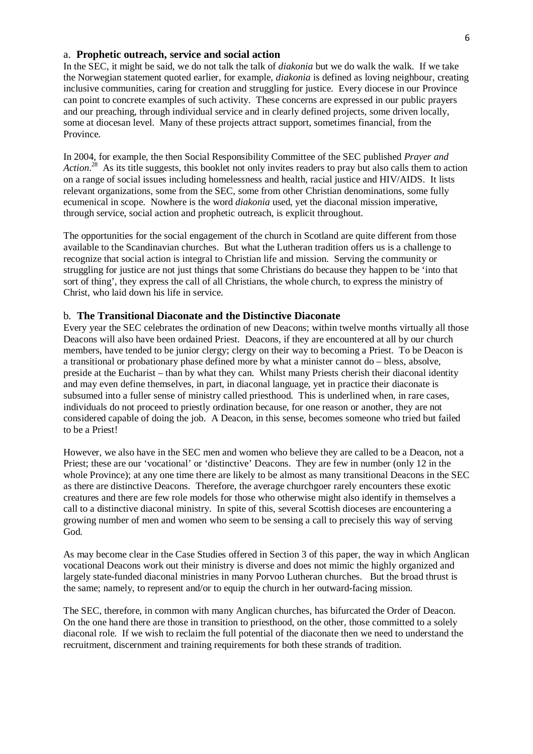### a. **Prophetic outreach, service and social action**

In the SEC, it might be said, we do not talk the talk of *diakonia* but we do walk the walk. If we take the Norwegian statement quoted earlier, for example, *diakonia* is defined as loving neighbour, creating inclusive communities, caring for creation and struggling for justice. Every diocese in our Province can point to concrete examples of such activity. These concerns are expressed in our public prayers and our preaching, through individual service and in clearly defined projects, some driven locally, some at diocesan level. Many of these projects attract support, sometimes financial, from the Province.

In 2004, for example, the then Social Responsibility Committee of the SEC published *Prayer and Action*.[28] As its title suggests, this booklet not only invites readers to pray but also calls them to action on a range of social issues including homelessness and health, racial justice and HIV/AIDS. It lists relevant organizations, some from the SEC, some from other Christian denominations, some fully ecumenical in scope. Nowhere is the word *diakonia* used, yet the diaconal mission imperative, through service, social action and prophetic outreach, is explicit throughout.

The opportunities for the social engagement of the church in Scotland are quite different from those available to the Scandinavian churches. But what the Lutheran tradition offers us is a challenge to recognize that social action is integral to Christian life and mission. Serving the community or struggling for justice are not just things that some Christians do because they happen to be 'into that sort of thing', they express the call of all Christians, the whole church, to express the ministry of Christ, who laid down his life in service.

### b. **The Transitional Diaconate and the Distinctive Diaconate**

Every year the SEC celebrates the ordination of new Deacons; within twelve months virtually all those Deacons will also have been ordained Priest. Deacons, if they are encountered at all by our church members, have tended to be junior clergy; clergy on their way to becoming a Priest. To be Deacon is a transitional or probationary phase defined more by what a minister cannot do – bless, absolve, preside at the Eucharist – than by what they can. Whilst many Priests cherish their diaconal identity and may even define themselves, in part, in diaconal language, yet in practice their diaconate is subsumed into a fuller sense of ministry called priesthood. This is underlined when, in rare cases, individuals do not proceed to priestly ordination because, for one reason or another, they are not considered capable of doing the job. A Deacon, in this sense, becomes someone who tried but failed to be a Priest!

However, we also have in the SEC men and women who believe they are called to be a Deacon, not a Priest; these are our 'vocational' or 'distinctive' Deacons. They are few in number (only 12 in the whole Province); at any one time there are likely to be almost as many transitional Deacons in the SEC as there are distinctive Deacons. Therefore, the average churchgoer rarely encounters these exotic creatures and there are few role models for those who otherwise might also identify in themselves a call to a distinctive diaconal ministry. In spite of this, several Scottish dioceses are encountering a growing number of men and women who seem to be sensing a call to precisely this way of serving God.

As may become clear in the Case Studies offered in Section 3 of this paper, the way in which Anglican vocational Deacons work out their ministry is diverse and does not mimic the highly organized and largely state-funded diaconal ministries in many Porvoo Lutheran churches. But the broad thrust is the same; namely, to represent and/or to equip the church in her outward-facing mission.

The SEC, therefore, in common with many Anglican churches, has bifurcated the Order of Deacon. On the one hand there are those in transition to priesthood, on the other, those committed to a solely diaconal role. If we wish to reclaim the full potential of the diaconate then we need to understand the recruitment, discernment and training requirements for both these strands of tradition.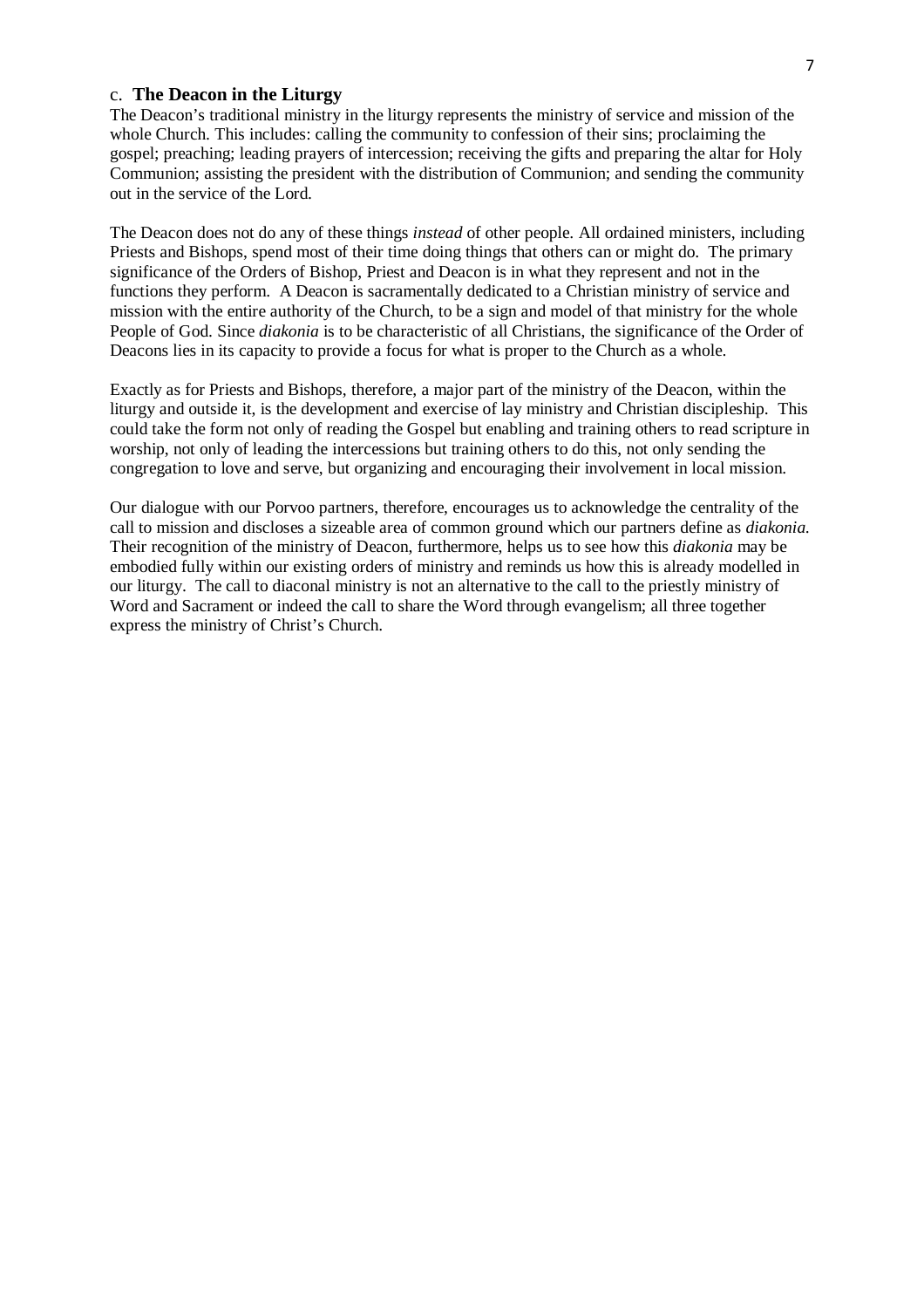### c. **The Deacon in the Liturgy**

The Deacon's traditional ministry in the liturgy represents the ministry of service and mission of the whole Church. This includes: calling the community to confession of their sins; proclaiming the gospel; preaching; leading prayers of intercession; receiving the gifts and preparing the altar for Holy Communion; assisting the president with the distribution of Communion; and sending the community out in the service of the Lord.

The Deacon does not do any of these things *instead* of other people. All ordained ministers, including Priests and Bishops, spend most of their time doing things that others can or might do. The primary significance of the Orders of Bishop, Priest and Deacon is in what they represent and not in the functions they perform. A Deacon is sacramentally dedicated to a Christian ministry of service and mission with the entire authority of the Church, to be a sign and model of that ministry for the whole People of God. Since *diakonia* is to be characteristic of all Christians, the significance of the Order of Deacons lies in its capacity to provide a focus for what is proper to the Church as a whole.

Exactly as for Priests and Bishops, therefore, a major part of the ministry of the Deacon, within the liturgy and outside it, is the development and exercise of lay ministry and Christian discipleship. This could take the form not only of reading the Gospel but enabling and training others to read scripture in worship, not only of leading the intercessions but training others to do this, not only sending the congregation to love and serve, but organizing and encouraging their involvement in local mission.

Our dialogue with our Porvoo partners, therefore, encourages us to acknowledge the centrality of the call to mission and discloses a sizeable area of common ground which our partners define as *diakonia*. Their recognition of the ministry of Deacon, furthermore, helps us to see how this *diakonia* may be embodied fully within our existing orders of ministry and reminds us how this is already modelled in our liturgy. The call to diaconal ministry is not an alternative to the call to the priestly ministry of Word and Sacrament or indeed the call to share the Word through evangelism; all three together express the ministry of Christ's Church.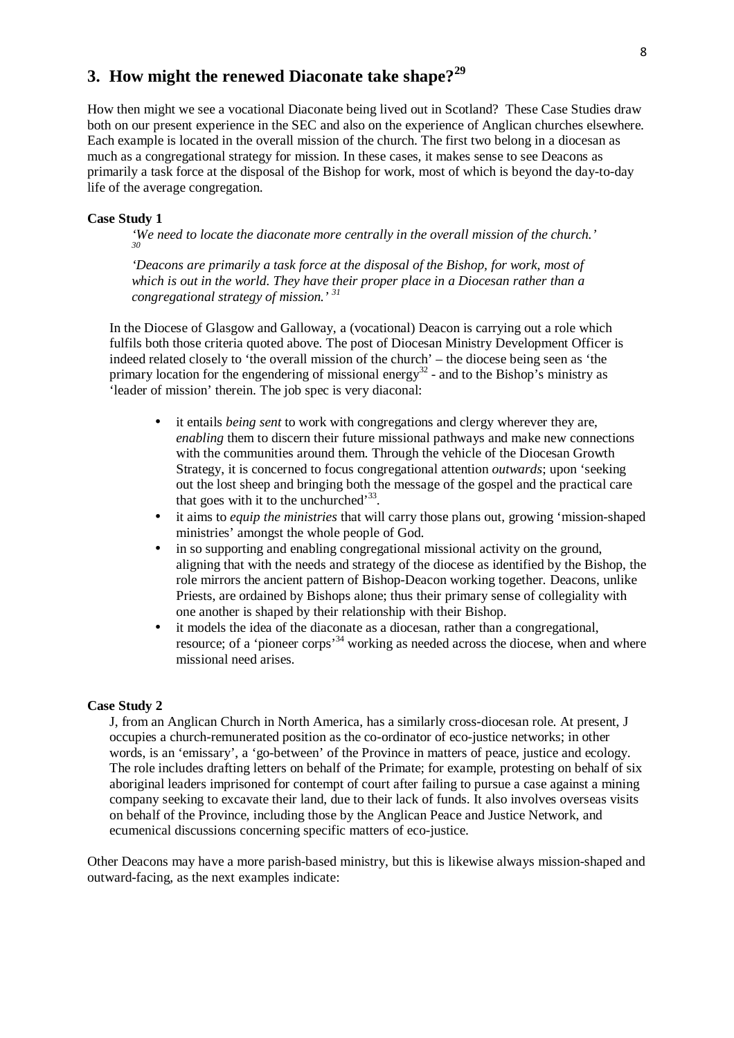## 3. How might the renewed Diaconate take shape?[29]

How then might we see a vocational Diaconate being lived out in Scotland? These Case Studies draw both on our present experience in the SEC and also on the experience of Anglican churches elsewhere. Each example is located in the overall mission of the church. The first two belong in a diocesan as much as a congregational strategy for mission. In these cases, it makes sense to see Deacons as primarily a task force at the disposal of the Bishop for work, most of which is beyond the day-to-day life of the average congregation.

**Case Study 1**

> *'We need to locate the diaconate more centrally in the overall mission of the church.'* [30]
>
> *'Deacons are primarily a task force at the disposal of the Bishop, for work, most of which is out in the world. They have their proper place in a Diocesan rather than a congregational strategy of mission.'* [31]

In the Diocese of Glasgow and Galloway, a (vocational) Deacon is carrying out a role which fulfils both those criteria quoted above. The post of Diocesan Ministry Development Officer is indeed related closely to 'the overall mission of the church' – the diocese being seen as 'the primary location for the engendering of missional energy[32] - and to the Bishop's ministry as 'leader of mission' therein. The job spec is very diaconal:

- it entails *being sent* to work with congregations and clergy wherever they are, *enabling* them to discern their future missional pathways and make new connections with the communities around them. Through the vehicle of the Diocesan Growth Strategy, it is concerned to focus congregational attention *outwards*; upon 'seeking out the lost sheep and bringing both the message of the gospel and the practical care that goes with it to the unchurched'[33].
- it aims to *equip the ministries* that will carry those plans out, growing 'mission-shaped ministries' amongst the whole people of God.
- in so supporting and enabling congregational missional activity on the ground, aligning that with the needs and strategy of the diocese as identified by the Bishop, the role mirrors the ancient pattern of Bishop-Deacon working together. Deacons, unlike Priests, are ordained by Bishops alone; thus their primary sense of collegiality with one another is shaped by their relationship with their Bishop.
- it models the idea of the diaconate as a diocesan, rather than a congregational, resource; of a 'pioneer corps'[34] working as needed across the diocese, when and where missional need arises.

**Case Study 2**

J, from an Anglican Church in North America, has a similarly cross-diocesan role. At present, J occupies a church-remunerated position as the co-ordinator of eco-justice networks; in other words, is an 'emissary', a 'go-between' of the Province in matters of peace, justice and ecology. The role includes drafting letters on behalf of the Primate; for example, protesting on behalf of six aboriginal leaders imprisoned for contempt of court after failing to pursue a case against a mining company seeking to excavate their land, due to their lack of funds. It also involves overseas visits on behalf of the Province, including those by the Anglican Peace and Justice Network, and ecumenical discussions concerning specific matters of eco-justice.

Other Deacons may have a more parish-based ministry, but this is likewise always mission-shaped and outward-facing, as the next examples indicate: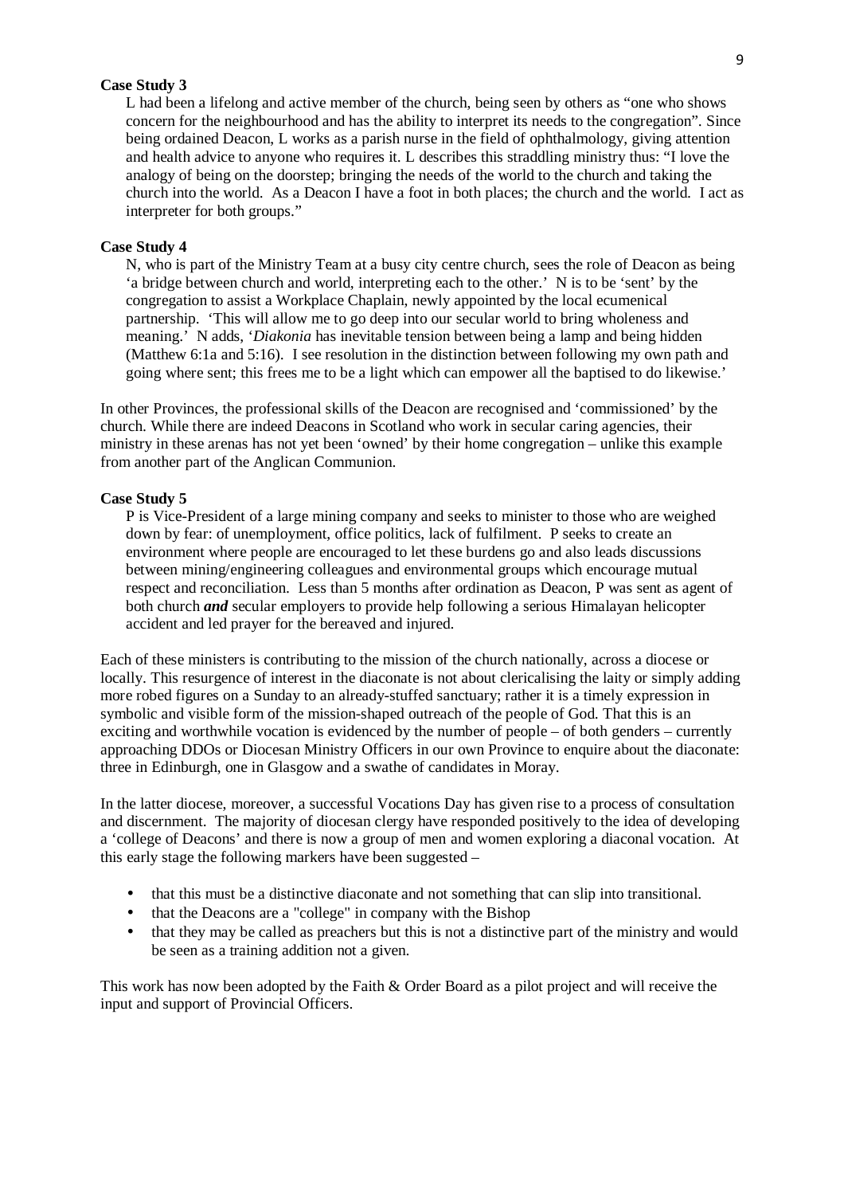**Case Study 3**

L had been a lifelong and active member of the church, being seen by others as "one who shows concern for the neighbourhood and has the ability to interpret its needs to the congregation". Since being ordained Deacon, L works as a parish nurse in the field of ophthalmology, giving attention and health advice to anyone who requires it. L describes this straddling ministry thus: "I love the analogy of being on the doorstep; bringing the needs of the world to the church and taking the church into the world. As a Deacon I have a foot in both places; the church and the world. I act as interpreter for both groups."

**Case Study 4**

N, who is part of the Ministry Team at a busy city centre church, sees the role of Deacon as being 'a bridge between church and world, interpreting each to the other.' N is to be 'sent' by the congregation to assist a Workplace Chaplain, newly appointed by the local ecumenical partnership. 'This will allow me to go deep into our secular world to bring wholeness and meaning.' N adds, '*Diakonia* has inevitable tension between being a lamp and being hidden (Matthew 6:1a and 5:16). I see resolution in the distinction between following my own path and going where sent; this frees me to be a light which can empower all the baptised to do likewise.'

In other Provinces, the professional skills of the Deacon are recognised and 'commissioned' by the church. While there are indeed Deacons in Scotland who work in secular caring agencies, their ministry in these arenas has not yet been 'owned' by their home congregation – unlike this example from another part of the Anglican Communion.

**Case Study 5**

P is Vice-President of a large mining company and seeks to minister to those who are weighed down by fear: of unemployment, office politics, lack of fulfilment. P seeks to create an environment where people are encouraged to let these burdens go and also leads discussions between mining/engineering colleagues and environmental groups which encourage mutual respect and reconciliation. Less than 5 months after ordination as Deacon, P was sent as agent of both church ***and*** secular employers to provide help following a serious Himalayan helicopter accident and led prayer for the bereaved and injured.

Each of these ministers is contributing to the mission of the church nationally, across a diocese or locally. This resurgence of interest in the diaconate is not about clericalising the laity or simply adding more robed figures on a Sunday to an already-stuffed sanctuary; rather it is a timely expression in symbolic and visible form of the mission-shaped outreach of the people of God. That this is an exciting and worthwhile vocation is evidenced by the number of people – of both genders – currently approaching DDOs or Diocesan Ministry Officers in our own Province to enquire about the diaconate: three in Edinburgh, one in Glasgow and a swathe of candidates in Moray.

In the latter diocese, moreover, a successful Vocations Day has given rise to a process of consultation and discernment. The majority of diocesan clergy have responded positively to the idea of developing a 'college of Deacons' and there is now a group of men and women exploring a diaconal vocation. At this early stage the following markers have been suggested –

- that this must be a distinctive diaconate and not something that can slip into transitional.
- that the Deacons are a "college" in company with the Bishop
- that they may be called as preachers but this is not a distinctive part of the ministry and would be seen as a training addition not a given.

This work has now been adopted by the Faith & Order Board as a pilot project and will receive the input and support of Provincial Officers.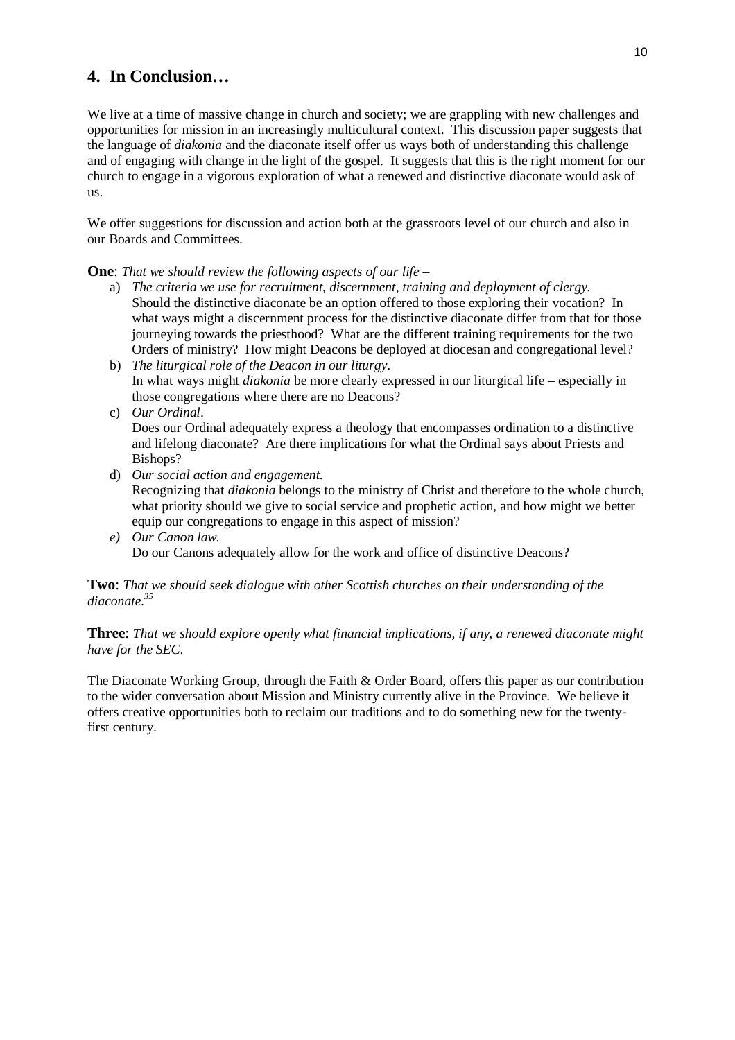## 4. In Conclusion…

We live at a time of massive change in church and society; we are grappling with new challenges and opportunities for mission in an increasingly multicultural context. This discussion paper suggests that the language of *diakonia* and the diaconate itself offer us ways both of understanding this challenge and of engaging with change in the light of the gospel. It suggests that this is the right moment for our church to engage in a vigorous exploration of what a renewed and distinctive diaconate would ask of us.

We offer suggestions for discussion and action both at the grassroots level of our church and also in our Boards and Committees.

**One**: *That we should review the following aspects of our life –*

a) *The criteria we use for recruitment, discernment, training and deployment of clergy.*
   Should the distinctive diaconate be an option offered to those exploring their vocation? In what ways might a discernment process for the distinctive diaconate differ from that for those journeying towards the priesthood? What are the different training requirements for the two Orders of ministry? How might Deacons be deployed at diocesan and congregational level?
b) *The liturgical role of the Deacon in our liturgy.*
   In what ways might *diakonia* be more clearly expressed in our liturgical life – especially in those congregations where there are no Deacons?
c) *Our Ordinal.*
   Does our Ordinal adequately express a theology that encompasses ordination to a distinctive and lifelong diaconate? Are there implications for what the Ordinal says about Priests and Bishops?
d) *Our social action and engagement.*
   Recognizing that *diakonia* belongs to the ministry of Christ and therefore to the whole church, what priority should we give to social service and prophetic action, and how might we better equip our congregations to engage in this aspect of mission?
e) *Our Canon law.*
   Do our Canons adequately allow for the work and office of distinctive Deacons?

**Two**: *That we should seek dialogue with other Scottish churches on their understanding of the diaconate.*[35]

**Three**: *That we should explore openly what financial implications, if any, a renewed diaconate might have for the SEC.*

The Diaconate Working Group, through the Faith & Order Board, offers this paper as our contribution to the wider conversation about Mission and Ministry currently alive in the Province. We believe it offers creative opportunities both to reclaim our traditions and to do something new for the twenty-first century.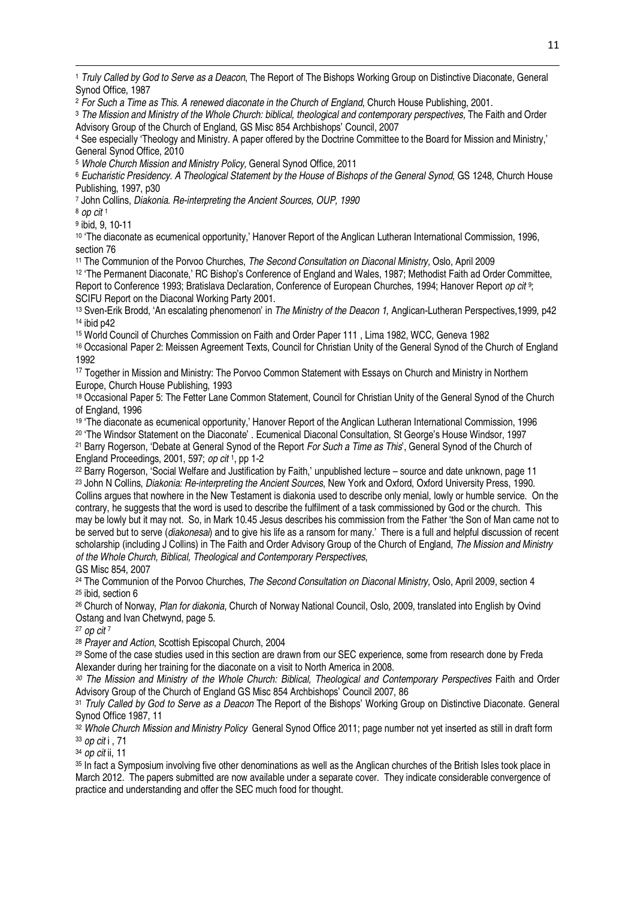[1] *Truly Called by God to Serve as a Deacon*, The Report of The Bishops Working Group on Distinctive Diaconate, General Synod Office, 1987

[2] *For Such a Time as This. A renewed diaconate in the Church of England*, Church House Publishing, 2001.

[3] *The Mission and Ministry of the Whole Church: biblical, theological and contemporary perspectives,* The Faith and Order Advisory Group of the Church of England, GS Misc 854 Archbishops' Council, 2007

[4] See especially 'Theology and Ministry. A paper offered by the Doctrine Committee to the Board for Mission and Ministry,' General Synod Office, 2010

[5] *Whole Church Mission and Ministry Policy,* General Synod Office, 2011

[6] *Eucharistic Presidency. A Theological Statement by the House of Bishops of the General Synod*, GS 1248, Church House Publishing, 1997, p30

[7] John Collins, *Diakonia. Re-interpreting the Ancient Sources, OUP, 1990*

[8] *op cit* [1]

[9] ibid, 9, 10-11

[10] 'The diaconate as ecumenical opportunity,' Hanover Report of the Anglican Lutheran International Commission, 1996, section 76

[11] The Communion of the Porvoo Churches, *The Second Consultation on Diaconal Ministry,* Oslo, April 2009

[12] 'The Permanent Diaconate,' RC Bishop's Conference of England and Wales, 1987; Methodist Faith ad Order Committee, Report to Conference 1993; Bratislava Declaration, Conference of European Churches, 1994; Hanover Report *op cit* [9]; SCIFU Report on the Diaconal Working Party 2001.

[13] Sven-Erik Brodd, 'An escalating phenomenon' in *The Ministry of the Deacon 1*, Anglican-Lutheran Perspectives,1999, p42

[14] ibid p42

[15] World Council of Churches Commission on Faith and Order Paper 111 , Lima 1982, WCC, Geneva 1982

[16] Occasional Paper 2: Meissen Agreement Texts, Council for Christian Unity of the General Synod of the Church of England 1992

[17] Together in Mission and Ministry: The Porvoo Common Statement with Essays on Church and Ministry in Northern Europe, Church House Publishing, 1993

[18] Occasional Paper 5: The Fetter Lane Common Statement, Council for Christian Unity of the General Synod of the Church of England, 1996

[19] 'The diaconate as ecumenical opportunity,' Hanover Report of the Anglican Lutheran International Commission, 1996

[20] 'The Windsor Statement on the Diaconate' . Ecumenical Diaconal Consultation, St George's House Windsor, 1997

[21] Barry Rogerson, 'Debate at General Synod of the Report *For Such a Time as This*', General Synod of the Church of England Proceedings, 2001, 597; *op cit* [1], pp 1-2

[22] Barry Rogerson, 'Social Welfare and Justification by Faith,' unpublished lecture – source and date unknown, page 11

[23] John N Collins, *Diakonia: Re-interpreting the Ancient Sources*, New York and Oxford, Oxford University Press, 1990. Collins argues that nowhere in the New Testament is diakonia used to describe only menial, lowly or humble service. On the contrary, he suggests that the word is used to describe the fulfilment of a task commissioned by God or the church. This may be lowly but it may not. So, in Mark 10.45 Jesus describes his commission from the Father 'the Son of Man came not to be served but to serve (*diakonesai*) and to give his life as a ransom for many.' There is a full and helpful discussion of recent scholarship (including J Collins) in The Faith and Order Advisory Group of the Church of England, *The Mission and Ministry of the Whole Church, Biblical, Theological and Contemporary Perspectives*, GS Misc 854, 2007

[24] The Communion of the Porvoo Churches, *The Second Consultation on Diaconal Ministry,* Oslo, April 2009, section 4

[25] ibid, section 6

[26] Church of Norway, *Plan for diakonia*, Church of Norway National Council, Oslo, 2009, translated into English by Ovind Ostang and Ivan Chetwynd, page 5.

[27] *op cit* [7]

[28] *Prayer and Action,* Scottish Episcopal Church, 2004

[29] Some of the case studies used in this section are drawn from our SEC experience, some from research done by Freda Alexander during her training for the diaconate on a visit to North America in 2008.

[30] *The Mission and Ministry of the Whole Church: Biblical, Theological and Contemporary Perspectives* Faith and Order Advisory Group of the Church of England GS Misc 854 Archbishops' Council 2007, 86

[31] *Truly Called by God to Serve as a Deacon* The Report of the Bishops' Working Group on Distinctive Diaconate. General Synod Office 1987, 11

[32] *Whole Church Mission and Ministry Policy* General Synod Office 2011; page number not yet inserted as still in draft form

[33] *op cit* i , 71

[34] *op cit* ii, 11

[35] In fact a Symposium involving five other denominations as well as the Anglican churches of the British Isles took place in March 2012. The papers submitted are now available under a separate cover. They indicate considerable convergence of practice and understanding and offer the SEC much food for thought.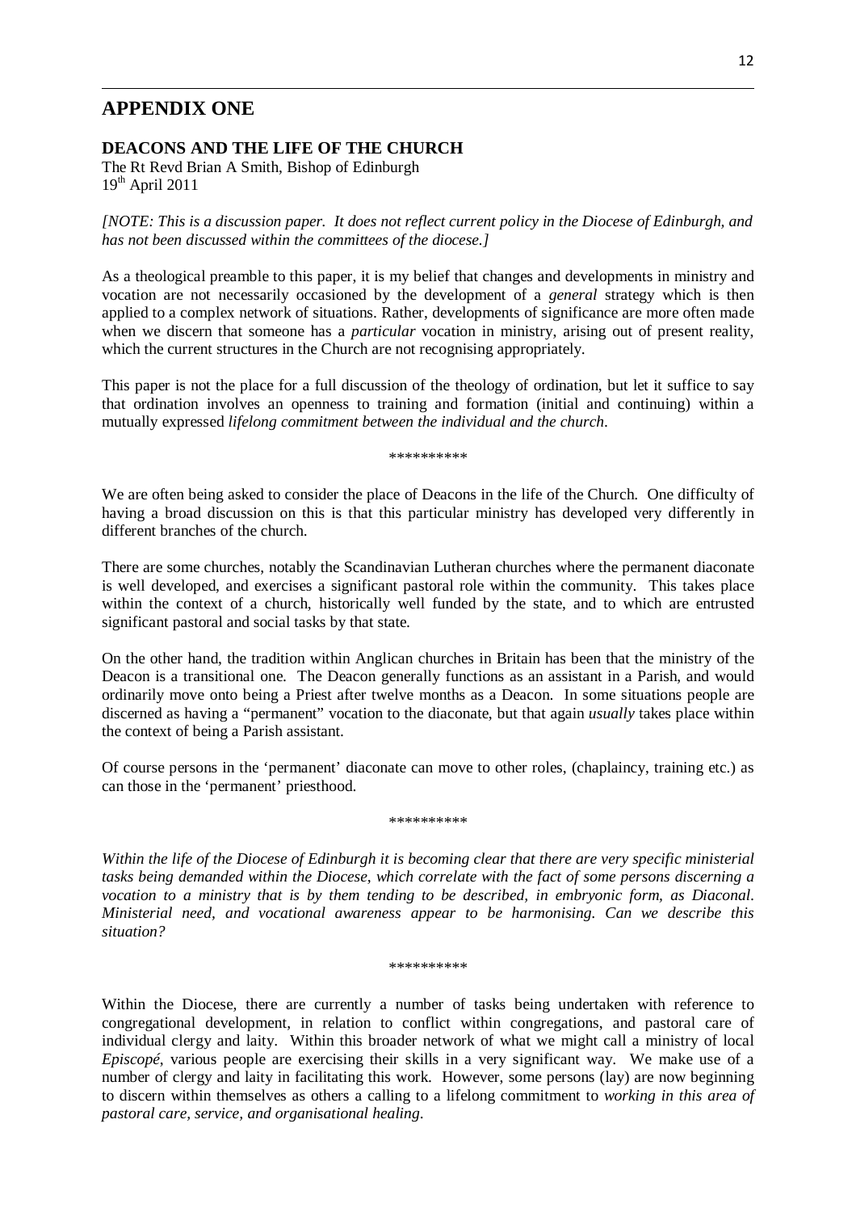## APPENDIX ONE

### DEACONS AND THE LIFE OF THE CHURCH

The Rt Revd Brian A Smith, Bishop of Edinburgh
19th April 2011

*[NOTE: This is a discussion paper. It does not reflect current policy in the Diocese of Edinburgh, and has not been discussed within the committees of the diocese.]*

As a theological preamble to this paper, it is my belief that changes and developments in ministry and vocation are not necessarily occasioned by the development of a *general* strategy which is then applied to a complex network of situations. Rather, developments of significance are more often made when we discern that someone has a *particular* vocation in ministry, arising out of present reality, which the current structures in the Church are not recognising appropriately.

This paper is not the place for a full discussion of the theology of ordination, but let it suffice to say that ordination involves an openness to training and formation (initial and continuing) within a mutually expressed *lifelong commitment between the individual and the church*.

\*\*\*\*\*\*\*\*\*\*

We are often being asked to consider the place of Deacons in the life of the Church. One difficulty of having a broad discussion on this is that this particular ministry has developed very differently in different branches of the church.

There are some churches, notably the Scandinavian Lutheran churches where the permanent diaconate is well developed, and exercises a significant pastoral role within the community. This takes place within the context of a church, historically well funded by the state, and to which are entrusted significant pastoral and social tasks by that state.

On the other hand, the tradition within Anglican churches in Britain has been that the ministry of the Deacon is a transitional one. The Deacon generally functions as an assistant in a Parish, and would ordinarily move onto being a Priest after twelve months as a Deacon. In some situations people are discerned as having a "permanent" vocation to the diaconate, but that again *usually* takes place within the context of being a Parish assistant.

Of course persons in the 'permanent' diaconate can move to other roles, (chaplaincy, training etc.) as can those in the 'permanent' priesthood.

\*\*\*\*\*\*\*\*\*\*

*Within the life of the Diocese of Edinburgh it is becoming clear that there are very specific ministerial tasks being demanded within the Diocese, which correlate with the fact of some persons discerning a vocation to a ministry that is by them tending to be described, in embryonic form, as Diaconal. Ministerial need, and vocational awareness appear to be harmonising. Can we describe this situation?*

\*\*\*\*\*\*\*\*\*\*

Within the Diocese, there are currently a number of tasks being undertaken with reference to congregational development, in relation to conflict within congregations, and pastoral care of individual clergy and laity. Within this broader network of what we might call a ministry of local *Episcopé*, various people are exercising their skills in a very significant way. We make use of a number of clergy and laity in facilitating this work. However, some persons (lay) are now beginning to discern within themselves as others a calling to a lifelong commitment to *working in this area of pastoral care, service, and organisational healing*.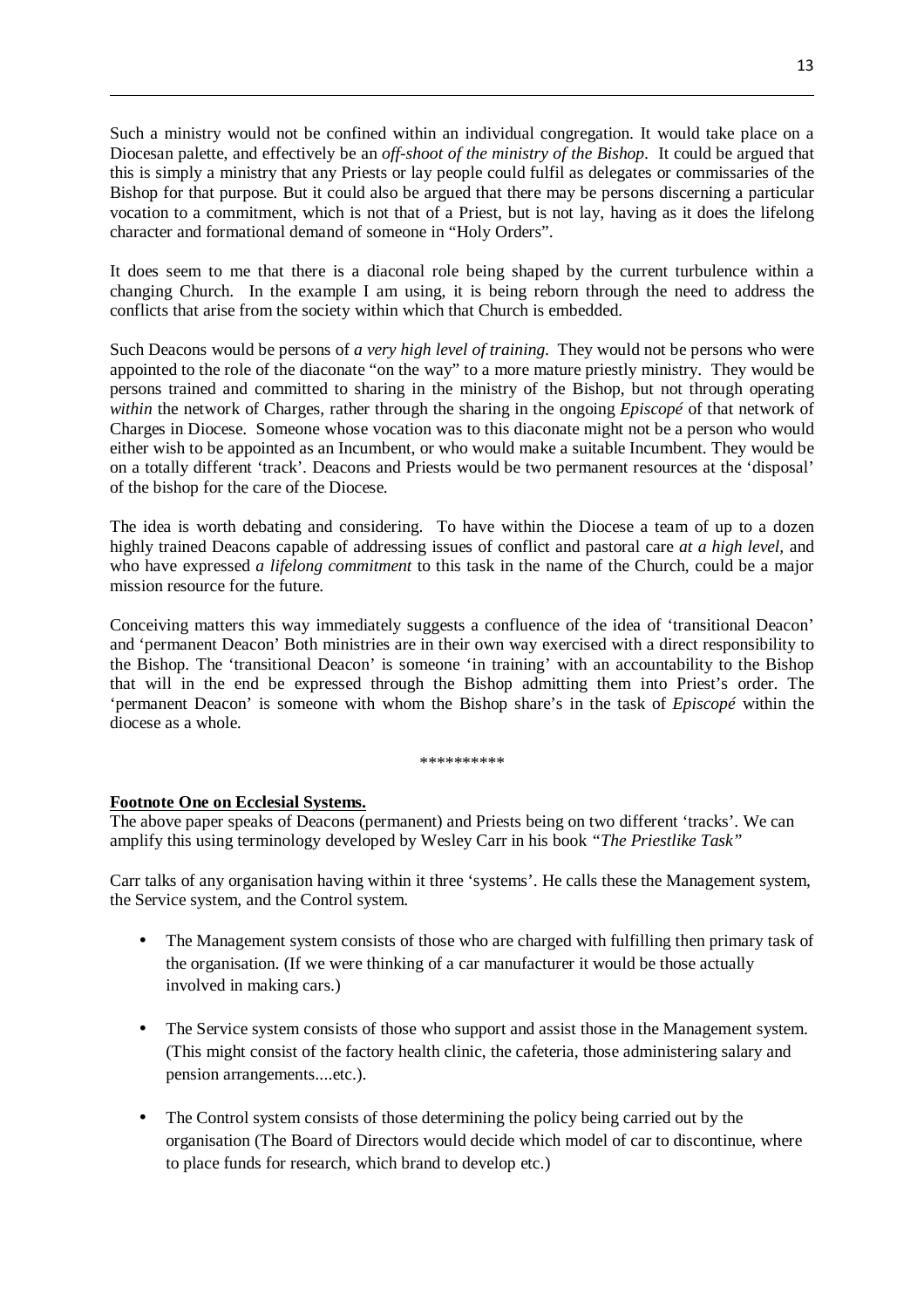Such a ministry would not be confined within an individual congregation. It would take place on a Diocesan palette, and effectively be an *off-shoot of the ministry of the Bishop*. It could be argued that this is simply a ministry that any Priests or lay people could fulfil as delegates or commissaries of the Bishop for that purpose. But it could also be argued that there may be persons discerning a particular vocation to a commitment, which is not that of a Priest, but is not lay, having as it does the lifelong character and formational demand of someone in "Holy Orders".

It does seem to me that there is a diaconal role being shaped by the current turbulence within a changing Church. In the example I am using, it is being reborn through the need to address the conflicts that arise from the society within which that Church is embedded.

Such Deacons would be persons of *a very high level of training.* They would not be persons who were appointed to the role of the diaconate "on the way" to a more mature priestly ministry. They would be persons trained and committed to sharing in the ministry of the Bishop, but not through operating *within* the network of Charges, rather through the sharing in the ongoing *Episcopé* of that network of Charges in Diocese. Someone whose vocation was to this diaconate might not be a person who would either wish to be appointed as an Incumbent, or who would make a suitable Incumbent. They would be on a totally different 'track'. Deacons and Priests would be two permanent resources at the 'disposal' of the bishop for the care of the Diocese.

The idea is worth debating and considering. To have within the Diocese a team of up to a dozen highly trained Deacons capable of addressing issues of conflict and pastoral care *at a high level,* and who have expressed *a lifelong commitment* to this task in the name of the Church, could be a major mission resource for the future.

Conceiving matters this way immediately suggests a confluence of the idea of 'transitional Deacon' and 'permanent Deacon' Both ministries are in their own way exercised with a direct responsibility to the Bishop. The 'transitional Deacon' is someone 'in training' with an accountability to the Bishop that will in the end be expressed through the Bishop admitting them into Priest's order. The 'permanent Deacon' is someone with whom the Bishop share's in the task of *Episcopé* within the diocese as a whole.

**********

**Footnote One on Ecclesial Systems.**

The above paper speaks of Deacons (permanent) and Priests being on two different 'tracks'. We can amplify this using terminology developed by Wesley Carr in his book *"The Priestlike Task"*

Carr talks of any organisation having within it three 'systems'. He calls these the Management system, the Service system, and the Control system.

- The Management system consists of those who are charged with fulfilling then primary task of the organisation. (If we were thinking of a car manufacturer it would be those actually involved in making cars.)

- The Service system consists of those who support and assist those in the Management system. (This might consist of the factory health clinic, the cafeteria, those administering salary and pension arrangements....etc.).

- The Control system consists of those determining the policy being carried out by the organisation (The Board of Directors would decide which model of car to discontinue, where to place funds for research, which brand to develop etc.)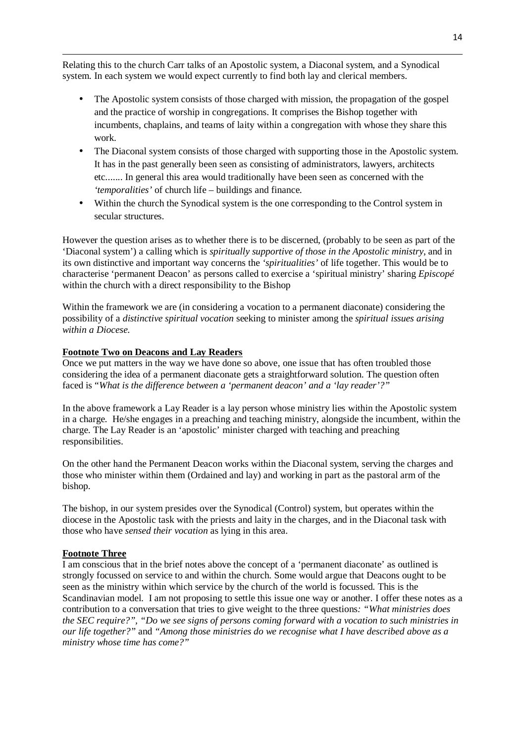Relating this to the church Carr talks of an Apostolic system, a Diaconal system, and a Synodical system. In each system we would expect currently to find both lay and clerical members.

- The Apostolic system consists of those charged with mission, the propagation of the gospel and the practice of worship in congregations. It comprises the Bishop together with incumbents, chaplains, and teams of laity within a congregation with whose they share this work.
- The Diaconal system consists of those charged with supporting those in the Apostolic system. It has in the past generally been seen as consisting of administrators, lawyers, architects etc....... In general this area would traditionally have been seen as concerned with the *'temporalities'* of church life – buildings and finance.
- Within the church the Synodical system is the one corresponding to the Control system in secular structures.

However the question arises as to whether there is to be discerned, (probably to be seen as part of the 'Diaconal system') a calling which is *spiritually supportive of those in the Apostolic ministry*, and in its own distinctive and important way concerns the *'spiritualities'* of life together. This would be to characterise 'permanent Deacon' as persons called to exercise a 'spiritual ministry' sharing *Episcopé* within the church with a direct responsibility to the Bishop

Within the framework we are (in considering a vocation to a permanent diaconate) considering the possibility of a *distinctive spiritual vocation* seeking to minister among the *spiritual issues arising within a Diocese.*

**Footnote Two on Deacons and Lay Readers**

Once we put matters in the way we have done so above, one issue that has often troubled those considering the idea of a permanent diaconate gets a straightforward solution. The question often faced is "*What is the difference between a 'permanent deacon' and a 'lay reader'?*"

In the above framework a Lay Reader is a lay person whose ministry lies within the Apostolic system in a charge. He/she engages in a preaching and teaching ministry, alongside the incumbent, within the charge. The Lay Reader is an 'apostolic' minister charged with teaching and preaching responsibilities.

On the other hand the Permanent Deacon works within the Diaconal system, serving the charges and those who minister within them (Ordained and lay) and working in part as the pastoral arm of the bishop.

The bishop, in our system presides over the Synodical (Control) system, but operates within the diocese in the Apostolic task with the priests and laity in the charges, and in the Diaconal task with those who have *sensed their vocation* as lying in this area.

**Footnote Three**

I am conscious that in the brief notes above the concept of a 'permanent diaconate' as outlined is strongly focussed on service to and within the church. Some would argue that Deacons ought to be seen as the ministry within which service by the church of the world is focussed. This is the Scandinavian model. I am not proposing to settle this issue one way or another. I offer these notes as a contribution to a conversation that tries to give weight to the three questions*: "What ministries does the SEC require?", "Do we see signs of persons coming forward with a vocation to such ministries in our life together?"* and *"Among those ministries do we recognise what I have described above as a ministry whose time has come?"*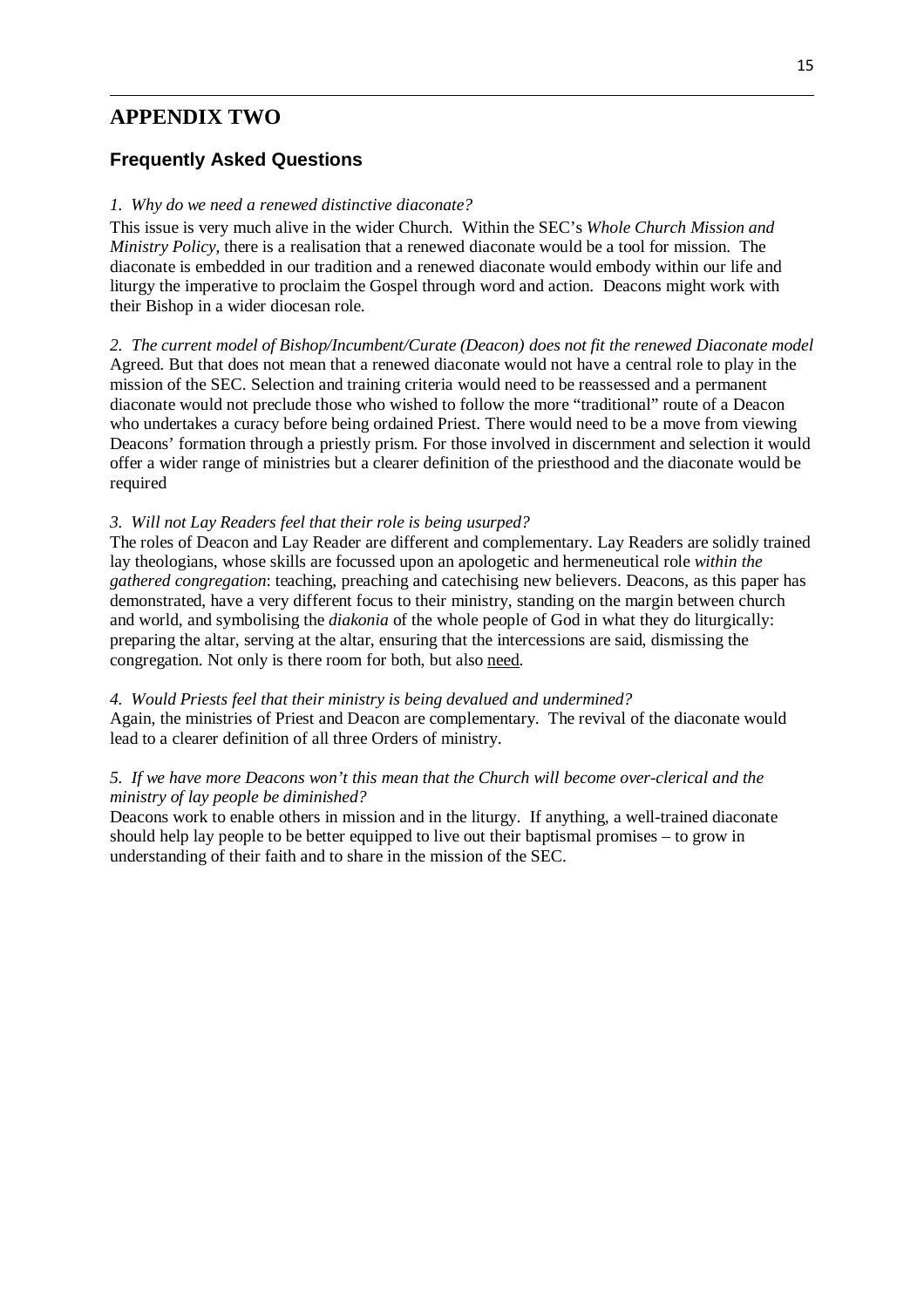# APPENDIX TWO

## Frequently Asked Questions

*1. Why do we need a renewed distinctive diaconate?*

This issue is very much alive in the wider Church. Within the SEC's *Whole Church Mission and Ministry Policy*, there is a realisation that a renewed diaconate would be a tool for mission. The diaconate is embedded in our tradition and a renewed diaconate would embody within our life and liturgy the imperative to proclaim the Gospel through word and action. Deacons might work with their Bishop in a wider diocesan role.

*2. The current model of Bishop/Incumbent/Curate (Deacon) does not fit the renewed Diaconate model*

Agreed. But that does not mean that a renewed diaconate would not have a central role to play in the mission of the SEC. Selection and training criteria would need to be reassessed and a permanent diaconate would not preclude those who wished to follow the more "traditional" route of a Deacon who undertakes a curacy before being ordained Priest. There would need to be a move from viewing Deacons' formation through a priestly prism. For those involved in discernment and selection it would offer a wider range of ministries but a clearer definition of the priesthood and the diaconate would be required

*3. Will not Lay Readers feel that their role is being usurped?*

The roles of Deacon and Lay Reader are different and complementary. Lay Readers are solidly trained lay theologians, whose skills are focussed upon an apologetic and hermeneutical role *within the gathered congregation*: teaching, preaching and catechising new believers. Deacons, as this paper has demonstrated, have a very different focus to their ministry, standing on the margin between church and world, and symbolising the *diakonia* of the whole people of God in what they do liturgically: preparing the altar, serving at the altar, ensuring that the intercessions are said, dismissing the congregation. Not only is there room for both, but also <u>need</u>.

*4. Would Priests feel that their ministry is being devalued and undermined?*

Again, the ministries of Priest and Deacon are complementary. The revival of the diaconate would lead to a clearer definition of all three Orders of ministry.

*5. If we have more Deacons won't this mean that the Church will become over-clerical and the ministry of lay people be diminished?*

Deacons work to enable others in mission and in the liturgy. If anything, a well-trained diaconate should help lay people to be better equipped to live out their baptismal promises – to grow in understanding of their faith and to share in the mission of the SEC.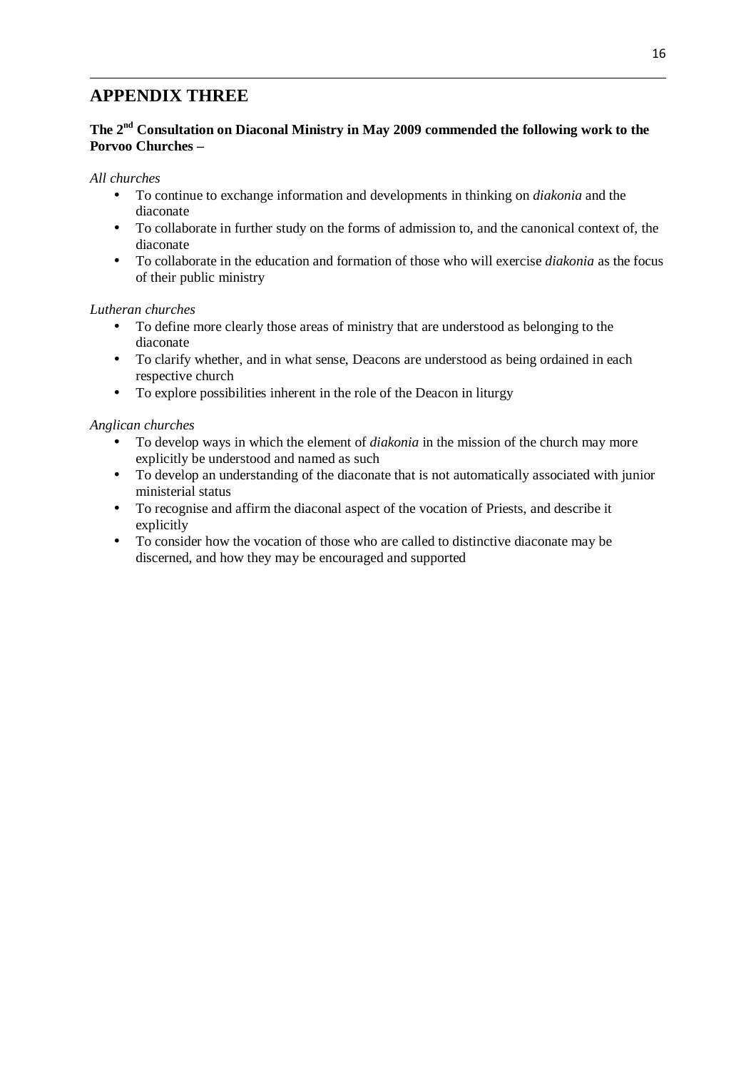# APPENDIX THREE

**The 2nd Consultation on Diaconal Ministry in May 2009 commended the following work to the Porvoo Churches –**

*All churches*

- To continue to exchange information and developments in thinking on *diakonia* and the diaconate
- To collaborate in further study on the forms of admission to, and the canonical context of, the diaconate
- To collaborate in the education and formation of those who will exercise *diakonia* as the focus of their public ministry

*Lutheran churches*

- To define more clearly those areas of ministry that are understood as belonging to the diaconate
- To clarify whether, and in what sense, Deacons are understood as being ordained in each respective church
- To explore possibilities inherent in the role of the Deacon in liturgy

*Anglican churches*

- To develop ways in which the element of *diakonia* in the mission of the church may more explicitly be understood and named as such
- To develop an understanding of the diaconate that is not automatically associated with junior ministerial status
- To recognise and affirm the diaconal aspect of the vocation of Priests, and describe it explicitly
- To consider how the vocation of those who are called to distinctive diaconate may be discerned, and how they may be encouraged and supported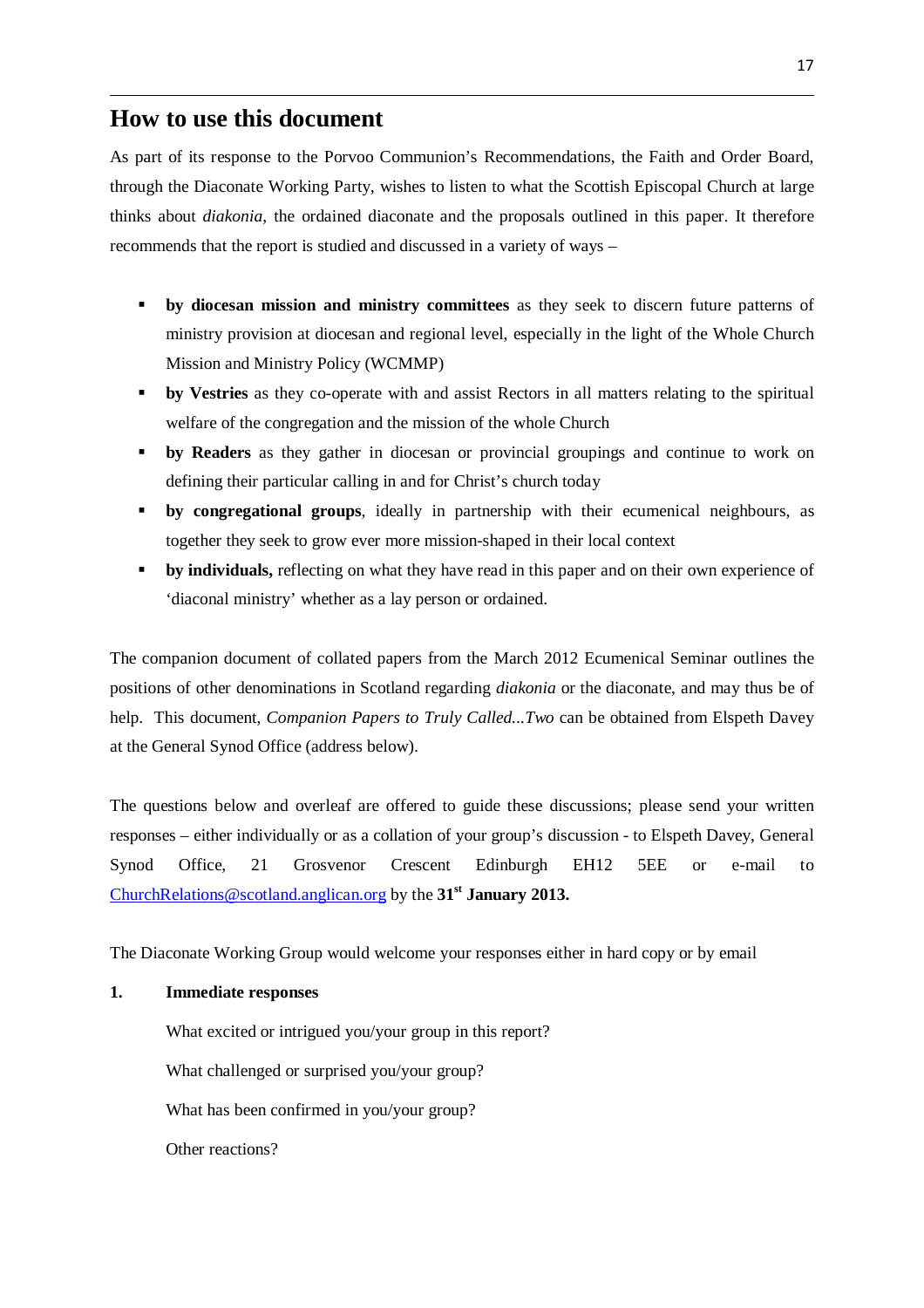## How to use this document

As part of its response to the Porvoo Communion's Recommendations, the Faith and Order Board, through the Diaconate Working Party, wishes to listen to what the Scottish Episcopal Church at large thinks about *diakonia*, the ordained diaconate and the proposals outlined in this paper. It therefore recommends that the report is studied and discussed in a variety of ways –

- **by diocesan mission and ministry committees** as they seek to discern future patterns of ministry provision at diocesan and regional level, especially in the light of the Whole Church Mission and Ministry Policy (WCMMP)
- **by Vestries** as they co-operate with and assist Rectors in all matters relating to the spiritual welfare of the congregation and the mission of the whole Church
- **by Readers** as they gather in diocesan or provincial groupings and continue to work on defining their particular calling in and for Christ's church today
- **by congregational groups**, ideally in partnership with their ecumenical neighbours, as together they seek to grow ever more mission-shaped in their local context
- **by individuals,** reflecting on what they have read in this paper and on their own experience of 'diaconal ministry' whether as a lay person or ordained.

The companion document of collated papers from the March 2012 Ecumenical Seminar outlines the positions of other denominations in Scotland regarding *diakonia* or the diaconate, and may thus be of help. This document, *Companion Papers to Truly Called...Two* can be obtained from Elspeth Davey at the General Synod Office (address below).

The questions below and overleaf are offered to guide these discussions; please send your written responses – either individually or as a collation of your group's discussion - to Elspeth Davey, General Synod Office, 21 Grosvenor Crescent Edinburgh EH12 5EE or e-mail to ChurchRelations@scotland.anglican.org by the **31st January 2013.**

The Diaconate Working Group would welcome your responses either in hard copy or by email

**1. Immediate responses**

What excited or intrigued you/your group in this report?

What challenged or surprised you/your group?

What has been confirmed in you/your group?

Other reactions?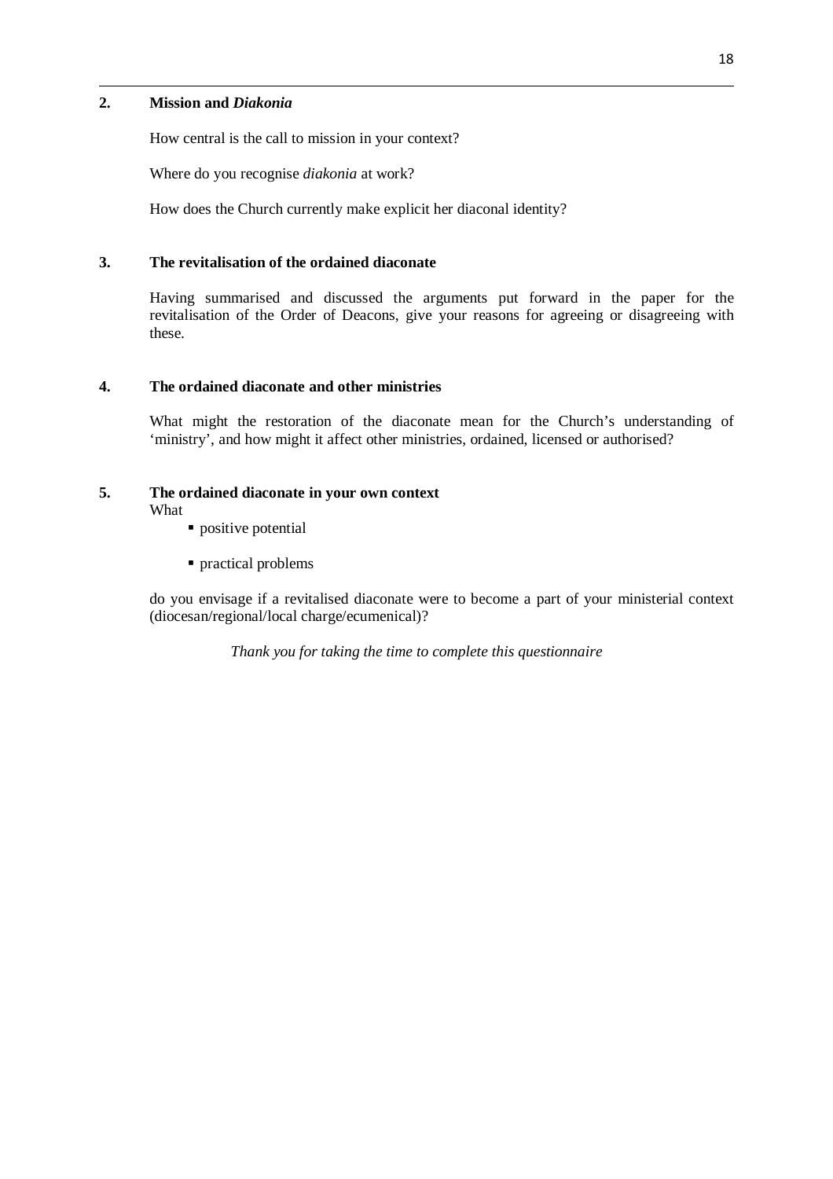## 2. Mission and *Diakonia*

How central is the call to mission in your context?

Where do you recognise *diakonia* at work?

How does the Church currently make explicit her diaconal identity?

## 3. The revitalisation of the ordained diaconate

Having summarised and discussed the arguments put forward in the paper for the revitalisation of the Order of Deacons, give your reasons for agreeing or disagreeing with these.

## 4. The ordained diaconate and other ministries

What might the restoration of the diaconate mean for the Church's understanding of 'ministry', and how might it affect other ministries, ordained, licensed or authorised?

## 5. The ordained diaconate in your own context

What

- positive potential
- practical problems

do you envisage if a revitalised diaconate were to become a part of your ministerial context (diocesan/regional/local charge/ecumenical)?

*Thank you for taking the time to complete this questionnaire*